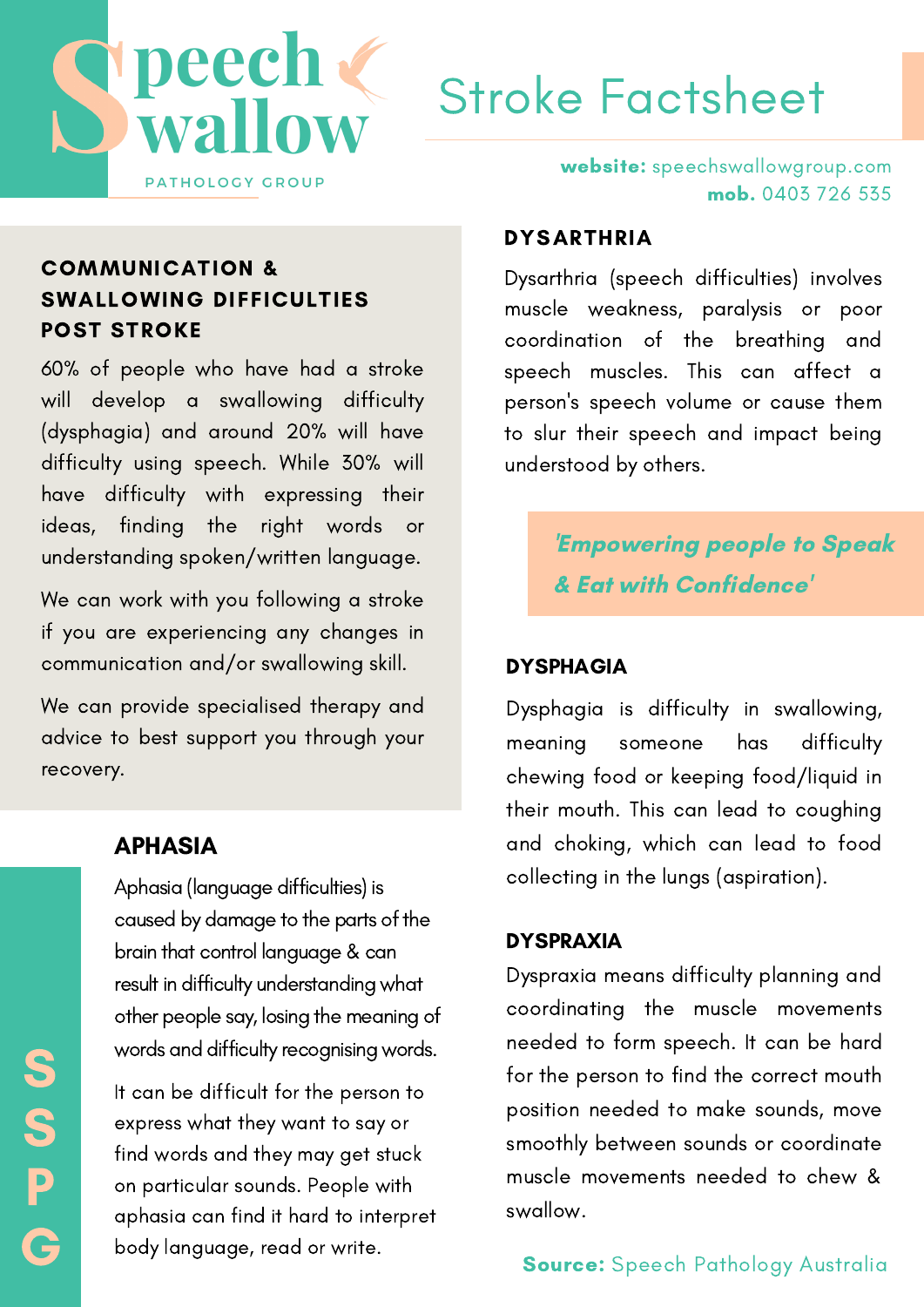# Speech Swallow

PATHOLOGY GROUP

# Stroke Factsheet

**website:** speechswallowgroup.com
**mob.** 0403 726 535

## COMMUNICATION & SWALLOWING DIFFICULTIES POST STROKE

60% of people who have had a stroke will develop a swallowing difficulty (dysphagia) and around 20% will have difficulty using speech. While 30% will have difficulty with expressing their ideas, finding the right words or understanding spoken/written language.

We can work with you following a stroke if you are experiencing any changes in communication and/or swallowing skill.

We can provide specialised therapy and advice to best support you through your recovery.

## APHASIA

Aphasia (language difficulties) is caused by damage to the parts of the brain that control language & can result in difficulty understanding what other people say, losing the meaning of words and difficulty recognising words.

It can be difficult for the person to express what they want to say or find words and they may get stuck on particular sounds. People with aphasia can find it hard to interpret body language, read or write.

## DYSARTHRIA

Dysarthria (speech difficulties) involves muscle weakness, paralysis or poor coordination of the breathing and speech muscles. This can affect a person's speech volume or cause them to slur their speech and impact being understood by others.

***'Empowering people to Speak & Eat with Confidence'***

## DYSPHAGIA

Dysphagia is difficulty in swallowing, meaning someone has difficulty chewing food or keeping food/liquid in their mouth. This can lead to coughing and choking, which can lead to food collecting in the lungs (aspiration).

## DYSPRAXIA

Dyspraxia means difficulty planning and coordinating the muscle movements needed to form speech. It can be hard for the person to find the correct mouth position needed to make sounds, move smoothly between sounds or coordinate muscle movements needed to chew & swallow.

**Source:** Speech Pathology Australia

SSPG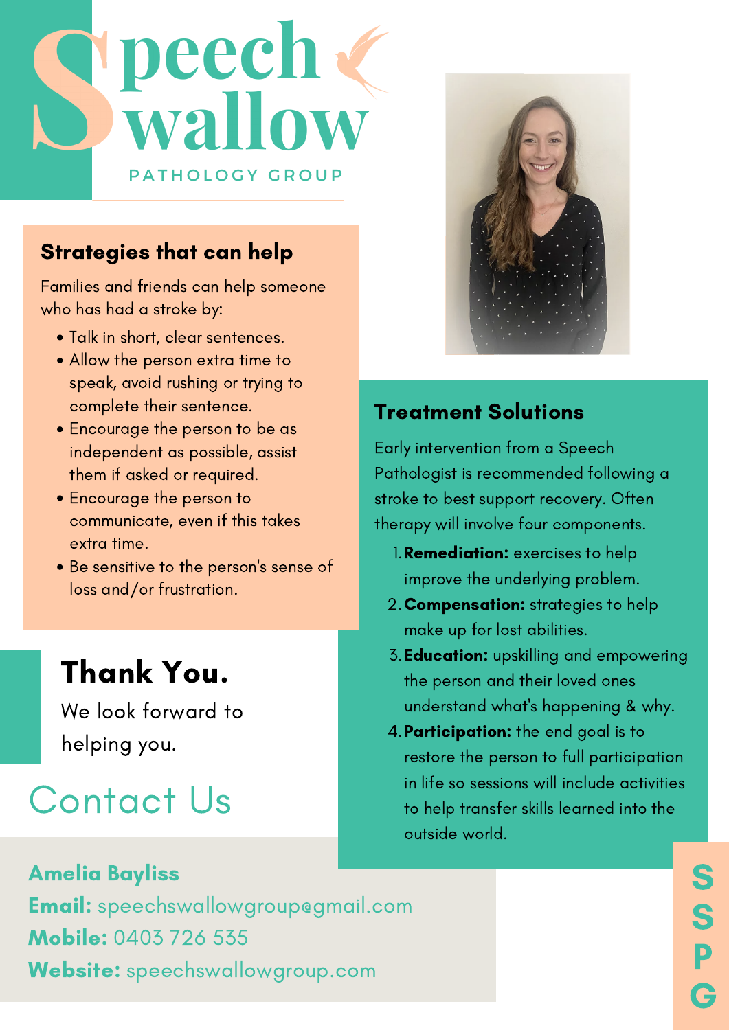# Speech Swallow

PATHOLOGY GROUP

## Strategies that can help

Families and friends can help someone who has had a stroke by:

- Talk in short, clear sentences.
- Allow the person extra time to speak, avoid rushing or trying to complete their sentence.
- Encourage the person to be as independent as possible, assist them if asked or required.
- Encourage the person to communicate, even if this takes extra time.
- Be sensitive to the person's sense of loss and/or frustration.

## Treatment Solutions

Early intervention from a Speech Pathologist is recommended following a stroke to best support recovery. Often therapy will involve four components.

1. **Remediation:** exercises to help improve the underlying problem.
2. **Compensation:** strategies to help make up for lost abilities.
3. **Education:** upskilling and empowering the person and their loved ones understand what's happening & why.
4. **Participation:** the end goal is to restore the person to full participation in life so sessions will include activities to help transfer skills learned into the outside world.

## Thank You.

We look forward to helping you.

## Contact Us

**Amelia Bayliss**

**Email:** speechswallowgroup@gmail.com

**Mobile:** 0403 726 535

**Website:** speechswallowgroup.com

SSPG